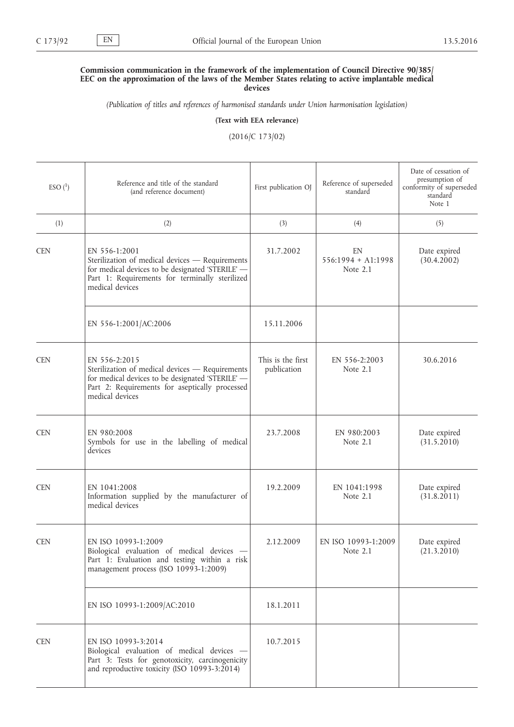**Commission communication in the framework of the implementation of Council Directive 90/385/EEC on the approximation of the laws of the Member States relating to active implantable medical devices**

*(Publication of titles and references of harmonised standards under Union harmonisation legislation)*

**(Text with EEA relevance)**

(2016/C 173/02)

| ESO [1] | Reference and title of the standard (and reference document) | First publication OJ | Reference of superseded standard | Date of cessation of presumption of conformity of superseded standard Note 1 |
|---|---|---|---|---|
| (1) | (2) | (3) | (4) | (5) |
| CEN | EN 556-1:2001 Sterilization of medical devices — Requirements for medical devices to be designated 'STERILE' — Part 1: Requirements for terminally sterilized medical devices | 31.7.2002 | EN 556:1994 + A1:1998 Note 2.1 | Date expired (30.4.2002) |
| | EN 556-1:2001/AC:2006 | 15.11.2006 | | |
| CEN | EN 556-2:2015 Sterilization of medical devices — Requirements for medical devices to be designated 'STERILE' — Part 2: Requirements for aseptically processed medical devices | This is the first publication | EN 556-2:2003 Note 2.1 | 30.6.2016 |
| CEN | EN 980:2008 Symbols for use in the labelling of medical devices | 23.7.2008 | EN 980:2003 Note 2.1 | Date expired (31.5.2010) |
| CEN | EN 1041:2008 Information supplied by the manufacturer of medical devices | 19.2.2009 | EN 1041:1998 Note 2.1 | Date expired (31.8.2011) |
| CEN | EN ISO 10993-1:2009 Biological evaluation of medical devices — Part 1: Evaluation and testing within a risk management process (ISO 10993-1:2009) | 2.12.2009 | EN ISO 10993-1:2009 Note 2.1 | Date expired (21.3.2010) |
| | EN ISO 10993-1:2009/AC:2010 | 18.1.2011 | | |
| CEN | EN ISO 10993-3:2014 Biological evaluation of medical devices — Part 3: Tests for genotoxicity, carcinogenicity and reproductive toxicity (ISO 10993-3:2014) | 10.7.2015 | | |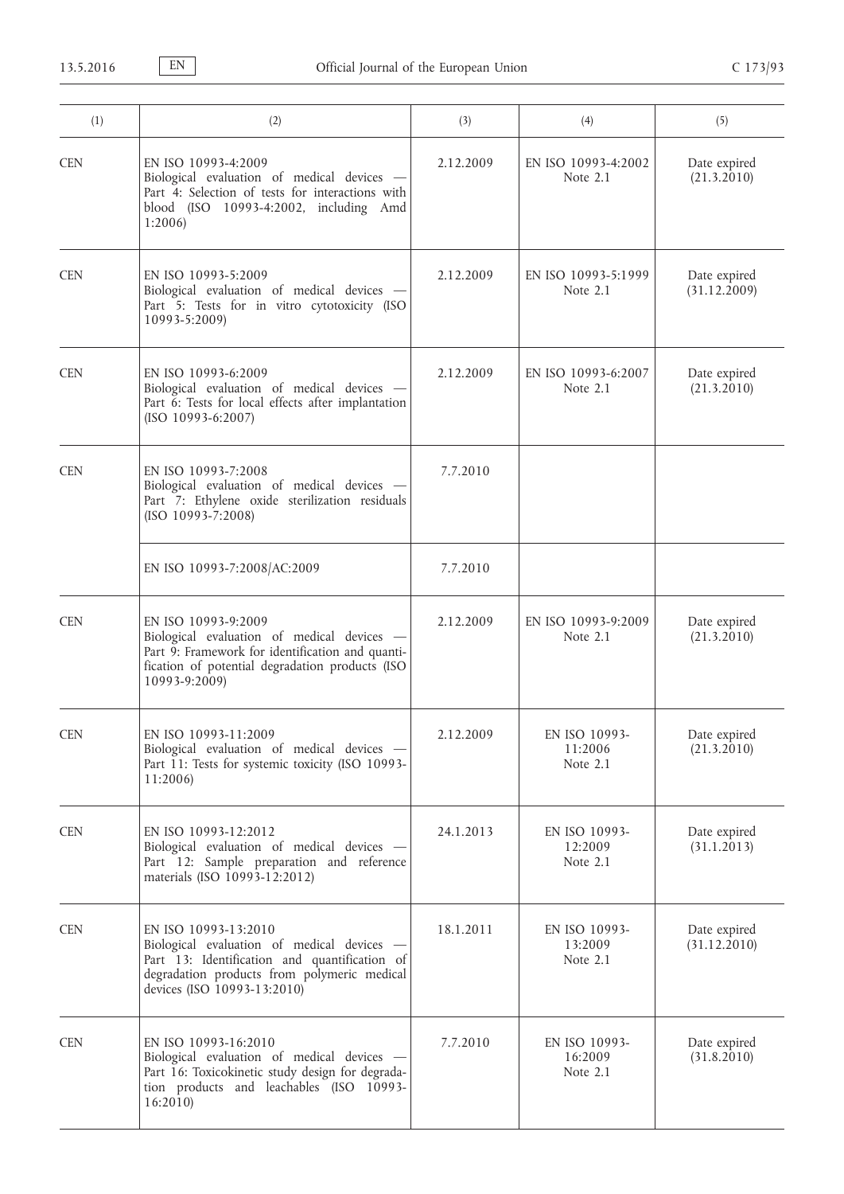| (1) | (2) | (3) | (4) | (5) |
|---|---|---|---|---|
| CEN | EN ISO 10993-4:2009<br>Biological evaluation of medical devices — Part 4: Selection of tests for interactions with blood (ISO 10993-4:2002, including Amd 1:2006) | 2.12.2009 | EN ISO 10993-4:2002<br>Note 2.1 | Date expired (21.3.2010) |
| CEN | EN ISO 10993-5:2009<br>Biological evaluation of medical devices — Part 5: Tests for in vitro cytotoxicity (ISO 10993-5:2009) | 2.12.2009 | EN ISO 10993-5:1999<br>Note 2.1 | Date expired (31.12.2009) |
| CEN | EN ISO 10993-6:2009<br>Biological evaluation of medical devices — Part 6: Tests for local effects after implantation (ISO 10993-6:2007) | 2.12.2009 | EN ISO 10993-6:2007<br>Note 2.1 | Date expired (21.3.2010) |
| CEN | EN ISO 10993-7:2008<br>Biological evaluation of medical devices — Part 7: Ethylene oxide sterilization residuals (ISO 10993-7:2008) | 7.7.2010 | | |
| | EN ISO 10993-7:2008/AC:2009 | 7.7.2010 | | |
| CEN | EN ISO 10993-9:2009<br>Biological evaluation of medical devices — Part 9: Framework for identification and quantification of potential degradation products (ISO 10993-9:2009) | 2.12.2009 | EN ISO 10993-9:2009<br>Note 2.1 | Date expired (21.3.2010) |
| CEN | EN ISO 10993-11:2009<br>Biological evaluation of medical devices — Part 11: Tests for systemic toxicity (ISO 10993-11:2006) | 2.12.2009 | EN ISO 10993-11:2006<br>Note 2.1 | Date expired (21.3.2010) |
| CEN | EN ISO 10993-12:2012<br>Biological evaluation of medical devices — Part 12: Sample preparation and reference materials (ISO 10993-12:2012) | 24.1.2013 | EN ISO 10993-12:2009<br>Note 2.1 | Date expired (31.1.2013) |
| CEN | EN ISO 10993-13:2010<br>Biological evaluation of medical devices — Part 13: Identification and quantification of degradation products from polymeric medical devices (ISO 10993-13:2010) | 18.1.2011 | EN ISO 10993-13:2009<br>Note 2.1 | Date expired (31.12.2010) |
| CEN | EN ISO 10993-16:2010<br>Biological evaluation of medical devices — Part 16: Toxicokinetic study design for degradation products and leachables (ISO 10993-16:2010) | 7.7.2010 | EN ISO 10993-16:2009<br>Note 2.1 | Date expired (31.8.2010) |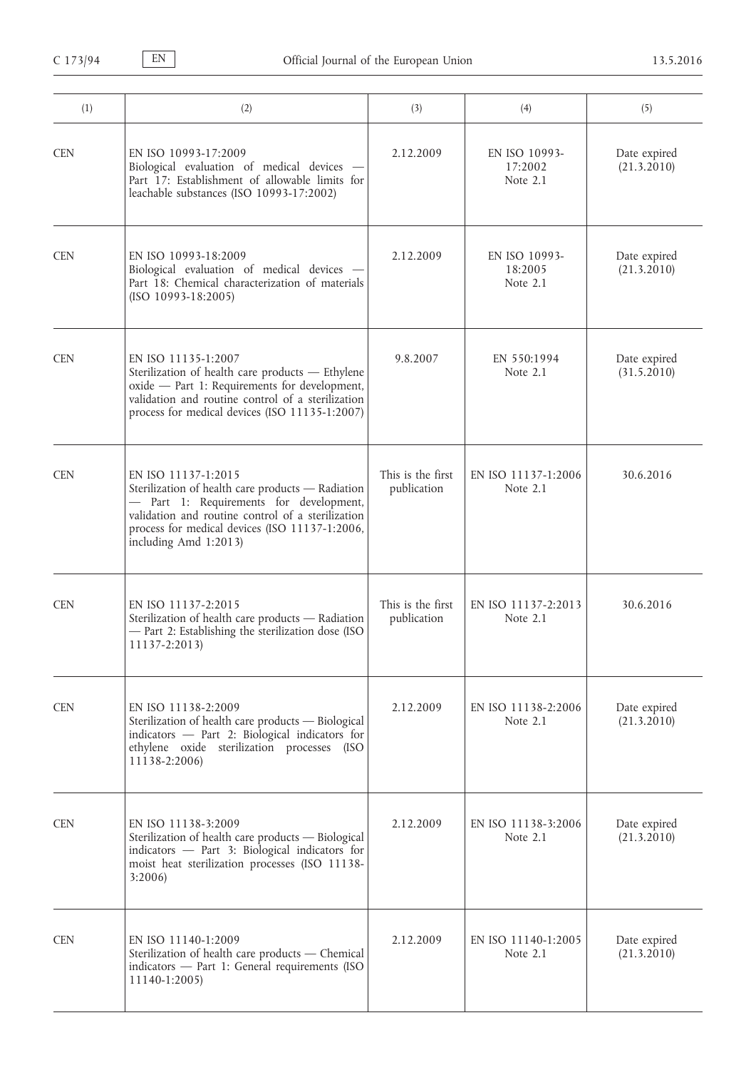| (1) | (2) | (3) | (4) | (5) |
|---|---|---|---|---|
| CEN | EN ISO 10993-17:2009<br>Biological evaluation of medical devices — Part 17: Establishment of allowable limits for leachable substances (ISO 10993-17:2002) | 2.12.2009 | EN ISO 10993-17:2002<br>Note 2.1 | Date expired<br>(21.3.2010) |
| CEN | EN ISO 10993-18:2009<br>Biological evaluation of medical devices — Part 18: Chemical characterization of materials (ISO 10993-18:2005) | 2.12.2009 | EN ISO 10993-18:2005<br>Note 2.1 | Date expired<br>(21.3.2010) |
| CEN | EN ISO 11135-1:2007<br>Sterilization of health care products — Ethylene oxide — Part 1: Requirements for development, validation and routine control of a sterilization process for medical devices (ISO 11135-1:2007) | 9.8.2007 | EN 550:1994<br>Note 2.1 | Date expired<br>(31.5.2010) |
| CEN | EN ISO 11137-1:2015<br>Sterilization of health care products — Radiation — Part 1: Requirements for development, validation and routine control of a sterilization process for medical devices (ISO 11137-1:2006, including Amd 1:2013) | This is the first publication | EN ISO 11137-1:2006<br>Note 2.1 | 30.6.2016 |
| CEN | EN ISO 11137-2:2015<br>Sterilization of health care products — Radiation — Part 2: Establishing the sterilization dose (ISO 11137-2:2013) | This is the first publication | EN ISO 11137-2:2013<br>Note 2.1 | 30.6.2016 |
| CEN | EN ISO 11138-2:2009<br>Sterilization of health care products — Biological indicators — Part 2: Biological indicators for ethylene oxide sterilization processes (ISO 11138-2:2006) | 2.12.2009 | EN ISO 11138-2:2006<br>Note 2.1 | Date expired<br>(21.3.2010) |
| CEN | EN ISO 11138-3:2009<br>Sterilization of health care products — Biological indicators — Part 3: Biological indicators for moist heat sterilization processes (ISO 11138-3:2006) | 2.12.2009 | EN ISO 11138-3:2006<br>Note 2.1 | Date expired<br>(21.3.2010) |
| CEN | EN ISO 11140-1:2009<br>Sterilization of health care products — Chemical indicators — Part 1: General requirements (ISO 11140-1:2005) | 2.12.2009 | EN ISO 11140-1:2005<br>Note 2.1 | Date expired<br>(21.3.2010) |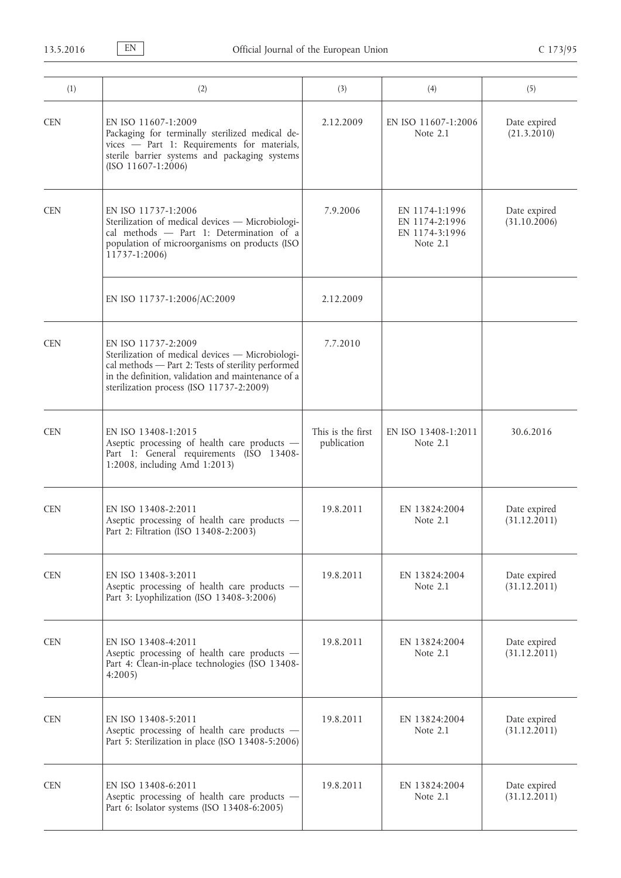| (1) | (2) | (3) | (4) | (5) |
|---|---|---|---|---|
| CEN | EN ISO 11607-1:2009<br>Packaging for terminally sterilized medical devices — Part 1: Requirements for materials, sterile barrier systems and packaging systems (ISO 11607-1:2006) | 2.12.2009 | EN ISO 11607-1:2006<br>Note 2.1 | Date expired<br>(21.3.2010) |
| CEN | EN ISO 11737-1:2006<br>Sterilization of medical devices — Microbiological methods — Part 1: Determination of a population of microorganisms on products (ISO 11737-1:2006) | 7.9.2006 | EN 1174-1:1996<br>EN 1174-2:1996<br>EN 1174-3:1996<br>Note 2.1 | Date expired<br>(31.10.2006) |
| | EN ISO 11737-1:2006/AC:2009 | 2.12.2009 | | |
| CEN | EN ISO 11737-2:2009<br>Sterilization of medical devices — Microbiological methods — Part 2: Tests of sterility performed in the definition, validation and maintenance of a sterilization process (ISO 11737-2:2009) | 7.7.2010 | | |
| CEN | EN ISO 13408-1:2015<br>Aseptic processing of health care products — Part 1: General requirements (ISO 13408-1:2008, including Amd 1:2013) | This is the first publication | EN ISO 13408-1:2011<br>Note 2.1 | 30.6.2016 |
| CEN | EN ISO 13408-2:2011<br>Aseptic processing of health care products — Part 2: Filtration (ISO 13408-2:2003) | 19.8.2011 | EN 13824:2004<br>Note 2.1 | Date expired<br>(31.12.2011) |
| CEN | EN ISO 13408-3:2011<br>Aseptic processing of health care products — Part 3: Lyophilization (ISO 13408-3:2006) | 19.8.2011 | EN 13824:2004<br>Note 2.1 | Date expired<br>(31.12.2011) |
| CEN | EN ISO 13408-4:2011<br>Aseptic processing of health care products — Part 4: Clean-in-place technologies (ISO 13408-4:2005) | 19.8.2011 | EN 13824:2004<br>Note 2.1 | Date expired<br>(31.12.2011) |
| CEN | EN ISO 13408-5:2011<br>Aseptic processing of health care products — Part 5: Sterilization in place (ISO 13408-5:2006) | 19.8.2011 | EN 13824:2004<br>Note 2.1 | Date expired<br>(31.12.2011) |
| CEN | EN ISO 13408-6:2011<br>Aseptic processing of health care products — Part 6: Isolator systems (ISO 13408-6:2005) | 19.8.2011 | EN 13824:2004<br>Note 2.1 | Date expired<br>(31.12.2011) |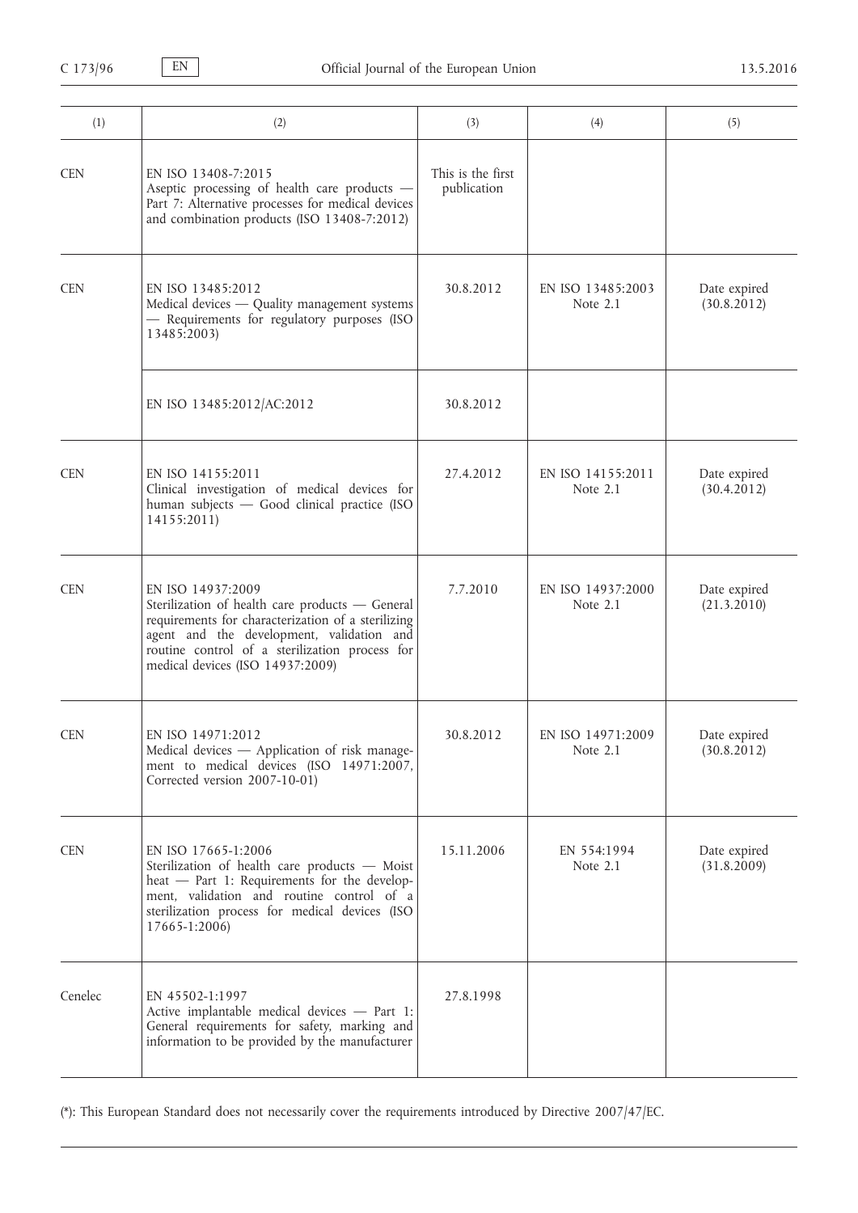| (1) | (2) | (3) | (4) | (5) |
| --- | --- | --- | --- | --- |
| CEN | EN ISO 13408-7:2015<br>Aseptic processing of health care products — Part 7: Alternative processes for medical devices and combination products (ISO 13408-7:2012) | This is the first publication | | |
| CEN | EN ISO 13485:2012<br>Medical devices — Quality management systems — Requirements for regulatory purposes (ISO 13485:2003) | 30.8.2012 | EN ISO 13485:2003<br>Note 2.1 | Date expired<br>(30.8.2012) |
| | EN ISO 13485:2012/AC:2012 | 30.8.2012 | | |
| CEN | EN ISO 14155:2011<br>Clinical investigation of medical devices for human subjects — Good clinical practice (ISO 14155:2011) | 27.4.2012 | EN ISO 14155:2011<br>Note 2.1 | Date expired<br>(30.4.2012) |
| CEN | EN ISO 14937:2009<br>Sterilization of health care products — General requirements for characterization of a sterilizing agent and the development, validation and routine control of a sterilization process for medical devices (ISO 14937:2009) | 7.7.2010 | EN ISO 14937:2000<br>Note 2.1 | Date expired<br>(21.3.2010) |
| CEN | EN ISO 14971:2012<br>Medical devices — Application of risk management to medical devices (ISO 14971:2007, Corrected version 2007-10-01) | 30.8.2012 | EN ISO 14971:2009<br>Note 2.1 | Date expired<br>(30.8.2012) |
| CEN | EN ISO 17665-1:2006<br>Sterilization of health care products — Moist heat — Part 1: Requirements for the development, validation and routine control of a sterilization process for medical devices (ISO 17665-1:2006) | 15.11.2006 | EN 554:1994<br>Note 2.1 | Date expired<br>(31.8.2009) |
| Cenelec | EN 45502-1:1997<br>Active implantable medical devices — Part 1: General requirements for safety, marking and information to be provided by the manufacturer | 27.8.1998 | | |

(*): This European Standard does not necessarily cover the requirements introduced by Directive 2007/47/EC.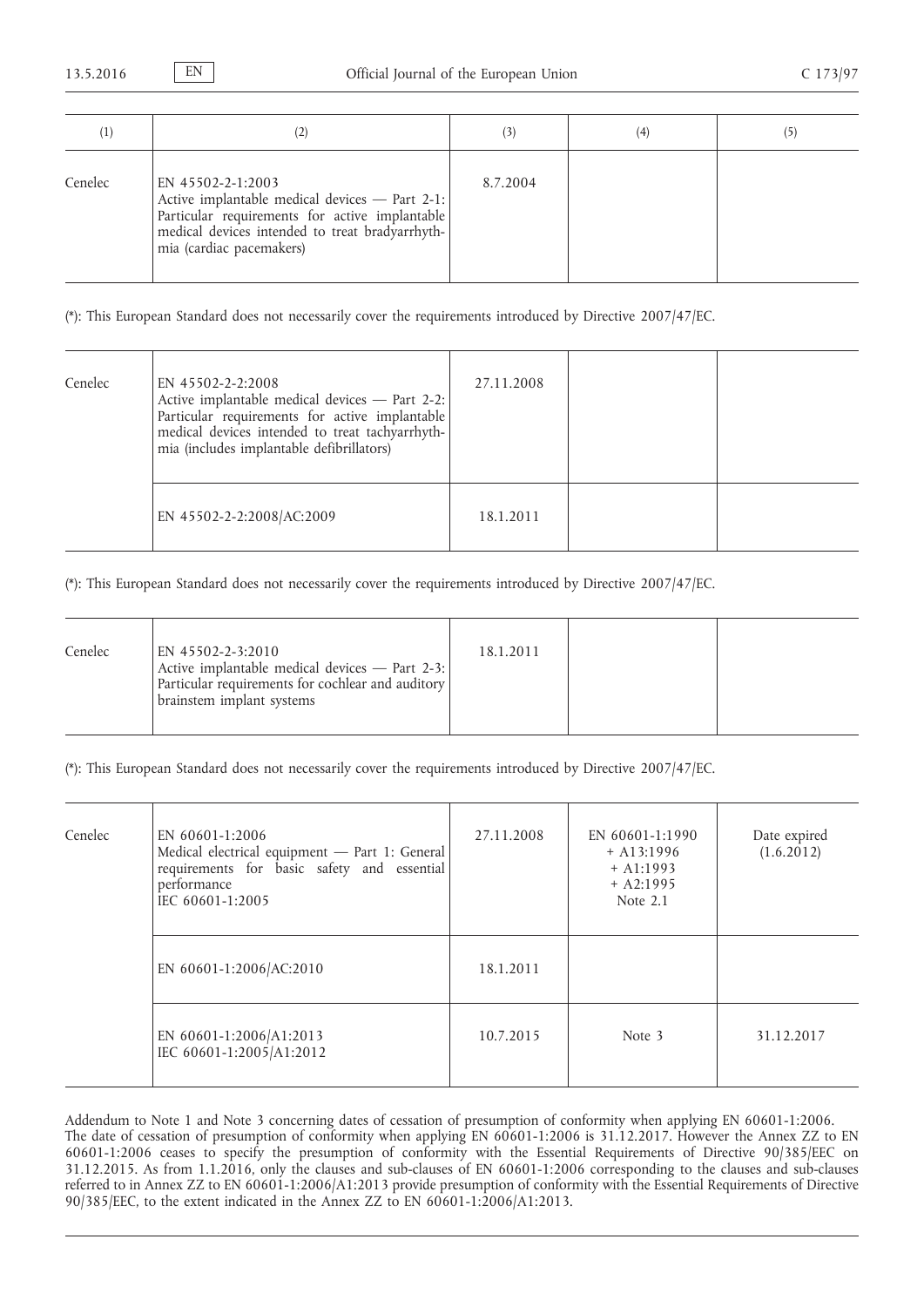| (1) | (2) | (3) | (4) | (5) |
|---|---|---|---|---|
| Cenelec | EN 45502-2-1:2003<br>Active implantable medical devices — Part 2-1: Particular requirements for active implantable medical devices intended to treat bradyarrhythmia (cardiac pacemakers) | 8.7.2004 | | |

(*): This European Standard does not necessarily cover the requirements introduced by Directive 2007/47/EC.

| (1) | (2) | (3) | (4) | (5) |
|---|---|---|---|---|
| Cenelec | EN 45502-2-2:2008<br>Active implantable medical devices — Part 2-2: Particular requirements for active implantable medical devices intended to treat tachyarrhythmia (includes implantable defibrillators) | 27.11.2008 | | |
| | EN 45502-2-2:2008/AC:2009 | 18.1.2011 | | |

(*): This European Standard does not necessarily cover the requirements introduced by Directive 2007/47/EC.

| (1) | (2) | (3) | (4) | (5) |
|---|---|---|---|---|
| Cenelec | EN 45502-2-3:2010<br>Active implantable medical devices — Part 2-3: Particular requirements for cochlear and auditory brainstem implant systems | 18.1.2011 | | |

(*): This European Standard does not necessarily cover the requirements introduced by Directive 2007/47/EC.

| (1) | (2) | (3) | (4) | (5) |
|---|---|---|---|---|
| Cenelec | EN 60601-1:2006<br>Medical electrical equipment — Part 1: General requirements for basic safety and essential performance<br>IEC 60601-1:2005 | 27.11.2008 | EN 60601-1:1990<br>+ A13:1996<br>+ A1:1993<br>+ A2:1995<br>Note 2.1 | Date expired<br>(1.6.2012) |
| | EN 60601-1:2006/AC:2010 | 18.1.2011 | | |
| | EN 60601-1:2006/A1:2013<br>IEC 60601-1:2005/A1:2012 | 10.7.2015 | Note 3 | 31.12.2017 |

Addendum to Note 1 and Note 3 concerning dates of cessation of presumption of conformity when applying EN 60601-1:2006.
The date of cessation of presumption of conformity when applying EN 60601-1:2006 is 31.12.2017. However the Annex ZZ to EN 60601-1:2006 ceases to specify the presumption of conformity with the Essential Requirements of Directive 90/385/EEC on 31.12.2015. As from 1.1.2016, only the clauses and sub-clauses of EN 60601-1:2006 corresponding to the clauses and sub-clauses referred to in Annex ZZ to EN 60601-1:2006/A1:2013 provide presumption of conformity with the Essential Requirements of Directive 90/385/EEC, to the extent indicated in the Annex ZZ to EN 60601-1:2006/A1:2013.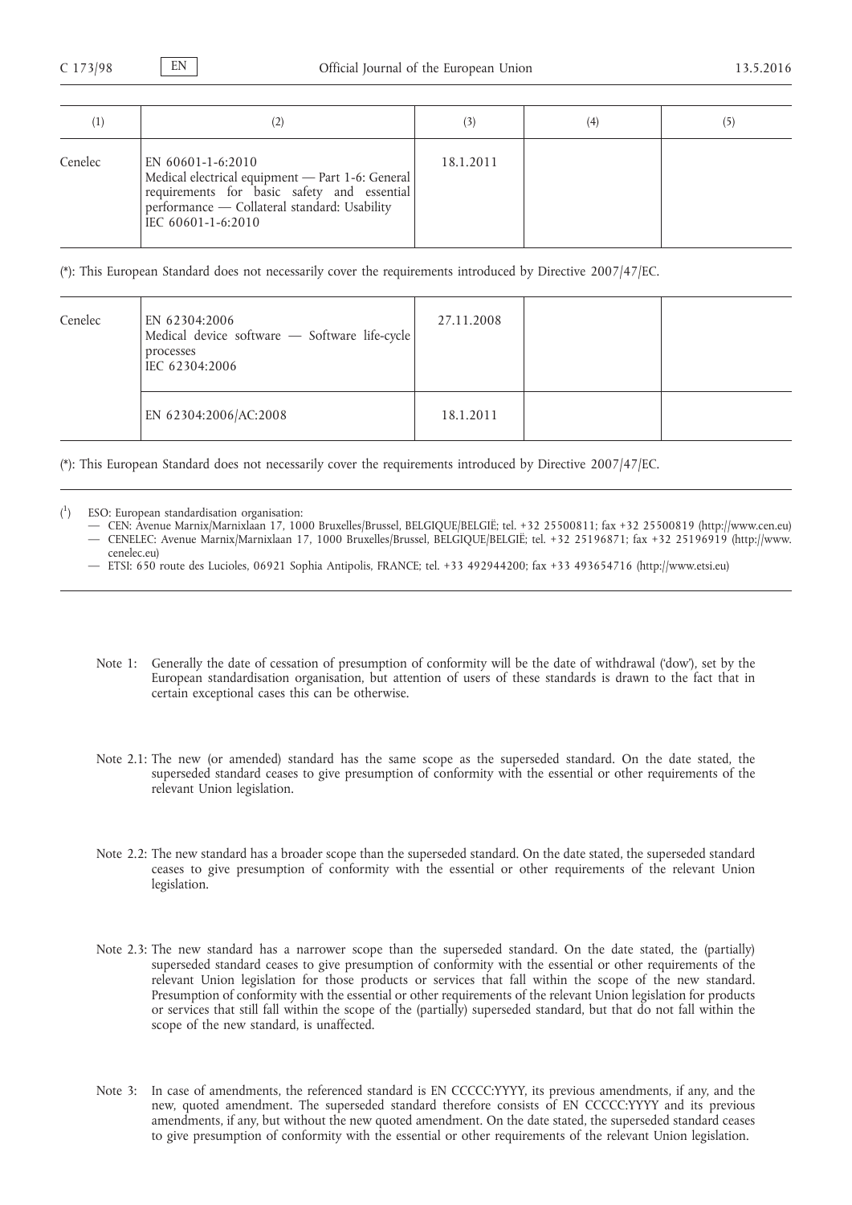| (1) | (2) | (3) | (4) | (5) |
|---|---|---|---|---|
| Cenelec | EN 60601-1-6:2010<br>Medical electrical equipment — Part 1-6: General requirements for basic safety and essential performance — Collateral standard: Usability<br>IEC 60601-1-6:2010 | 18.1.2011 | | |

(*): This European Standard does not necessarily cover the requirements introduced by Directive 2007/47/EC.

| (1) | (2) | (3) | (4) | (5) |
|---|---|---|---|---|
| Cenelec | EN 62304:2006<br>Medical device software — Software life-cycle processes<br>IEC 62304:2006 | 27.11.2008 | | |
| | EN 62304:2006/AC:2008 | 18.1.2011 | | |

(*): This European Standard does not necessarily cover the requirements introduced by Directive 2007/47/EC.

(1) ESO: European standardisation organisation:

- CEN: Avenue Marnix/Marnixlaan 17, 1000 Bruxelles/Brussel, BELGIQUE/BELGIË; tel. +32 25500811; fax +32 25500819 (http://www.cen.eu)
- CENELEC: Avenue Marnix/Marnixlaan 17, 1000 Bruxelles/Brussel, BELGIQUE/BELGIË; tel. +32 25196871; fax +32 25196919 (http://www.cenelec.eu)
- ETSI: 650 route des Lucioles, 06921 Sophia Antipolis, FRANCE; tel. +33 492944200; fax +33 493654716 (http://www.etsi.eu)

Note 1: Generally the date of cessation of presumption of conformity will be the date of withdrawal ('dow'), set by the European standardisation organisation, but attention of users of these standards is drawn to the fact that in certain exceptional cases this can be otherwise.

Note 2.1: The new (or amended) standard has the same scope as the superseded standard. On the date stated, the superseded standard ceases to give presumption of conformity with the essential or other requirements of the relevant Union legislation.

Note 2.2: The new standard has a broader scope than the superseded standard. On the date stated, the superseded standard ceases to give presumption of conformity with the essential or other requirements of the relevant Union legislation.

Note 2.3: The new standard has a narrower scope than the superseded standard. On the date stated, the (partially) superseded standard ceases to give presumption of conformity with the essential or other requirements of the relevant Union legislation for those products or services that fall within the scope of the new standard. Presumption of conformity with the essential or other requirements of the relevant Union legislation for products or services that still fall within the scope of the (partially) superseded standard, but that do not fall within the scope of the new standard, is unaffected.

Note 3: In case of amendments, the referenced standard is EN CCCCC:YYYY, its previous amendments, if any, and the new, quoted amendment. The superseded standard therefore consists of EN CCCCC:YYYY and its previous amendments, if any, but without the new quoted amendment. On the date stated, the superseded standard ceases to give presumption of conformity with the essential or other requirements of the relevant Union legislation.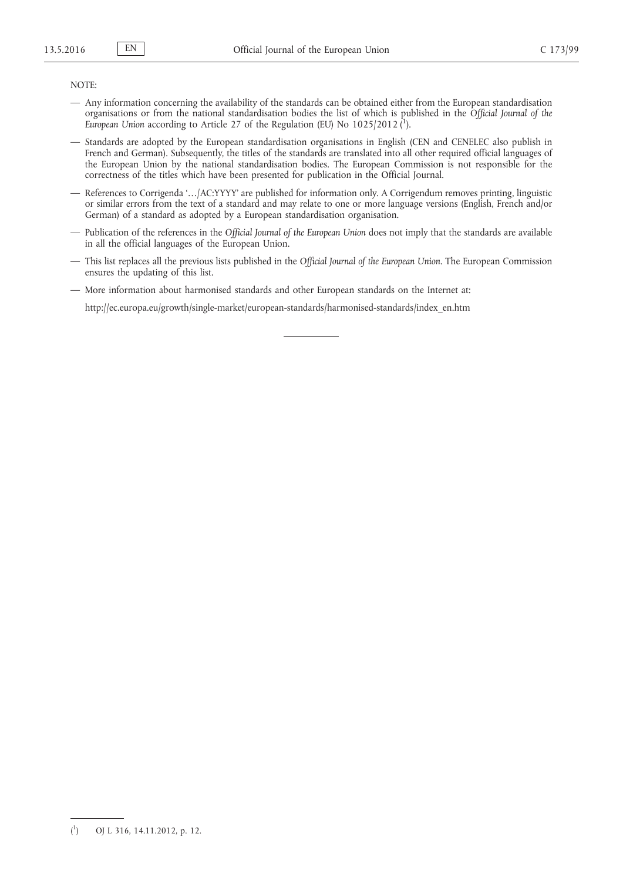NOTE:

- Any information concerning the availability of the standards can be obtained either from the European standardisation organisations or from the national standardisation bodies the list of which is published in the *Official Journal of the European Union* according to Article 27 of the Regulation (EU) No 1025/2012 ([1]).
- Standards are adopted by the European standardisation organisations in English (CEN and CENELEC also publish in French and German). Subsequently, the titles of the standards are translated into all other required official languages of the European Union by the national standardisation bodies. The European Commission is not responsible for the correctness of the titles which have been presented for publication in the Official Journal.
- References to Corrigenda '…/AC:YYYY' are published for information only. A Corrigendum removes printing, linguistic or similar errors from the text of a standard and may relate to one or more language versions (English, French and/or German) of a standard as adopted by a European standardisation organisation.
- Publication of the references in the *Official Journal of the European Union* does not imply that the standards are available in all the official languages of the European Union.
- This list replaces all the previous lists published in the *Official Journal of the European Union*. The European Commission ensures the updating of this list.
- More information about harmonised standards and other European standards on the Internet at:

  http://ec.europa.eu/growth/single-market/european-standards/harmonised-standards/index_en.htm

---

([1]) OJ L 316, 14.11.2012, p. 12.